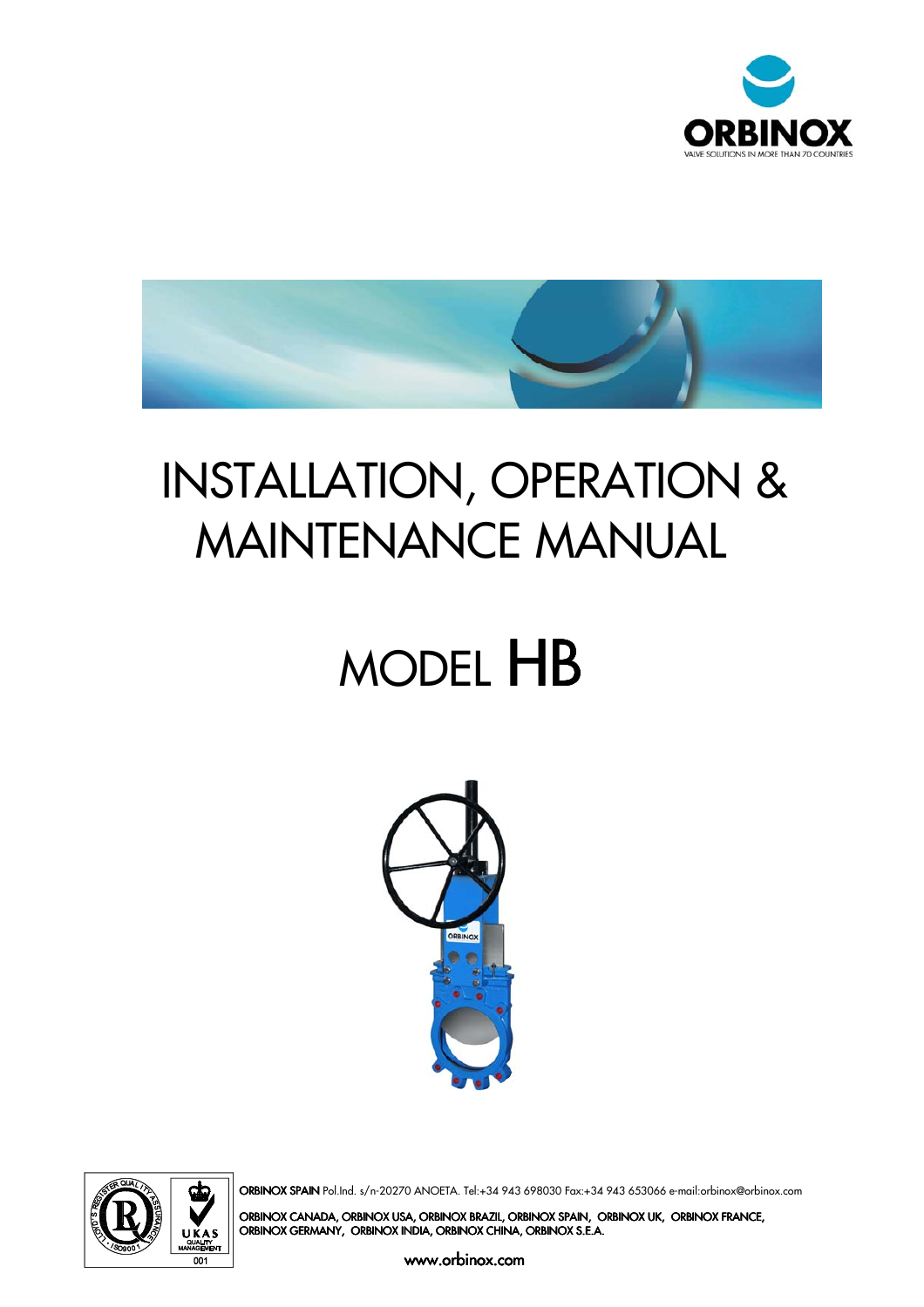ORBINOX

VALVE SOLUTIONS IN MORE THAN 70 COUNTRIES

# INSTALLATION, OPERATION & MAINTENANCE MANUAL

# MODEL HB

**ORBINOX SPAIN** Pol.Ind. s/n-20270 ANOETA. Tel:+34 943 698030 Fax:+34 943 653066 e-mail:orbinox@orbinox.com

**ORBINOX CANADA, ORBINOX USA, ORBINOX BRAZIL, ORBINOX SPAIN, ORBINOX UK, ORBINOX FRANCE, ORBINOX GERMANY, ORBINOX INDIA, ORBINOX CHINA, ORBINOX S.E.A.**

www.orbinox.com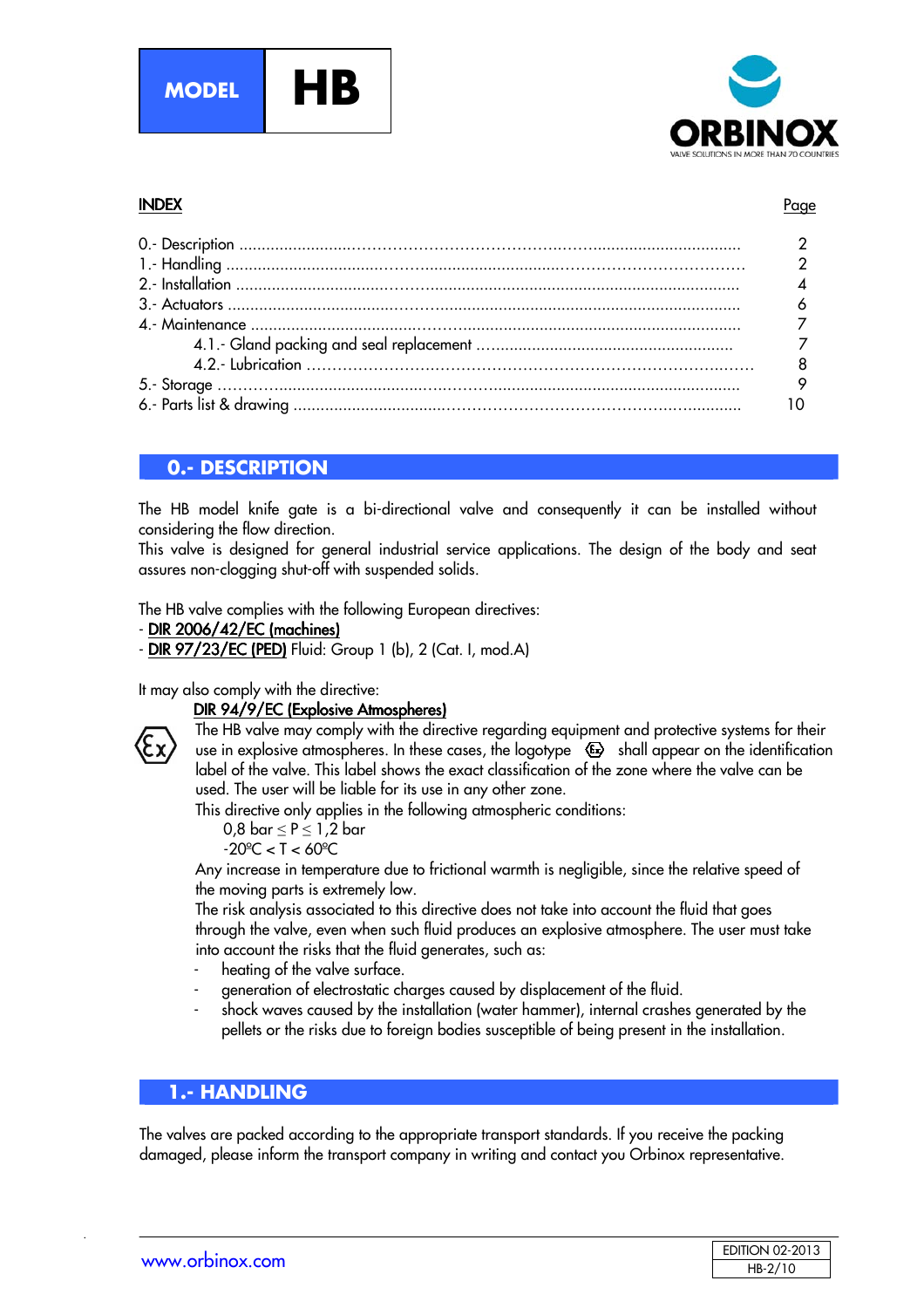**MODEL** **HB**

**ORBINOX**
VALVE SOLUTIONS IN MORE THAN 70 COUNTRIES

**INDEX**

| | Page |
|---|---|
| 0.- Description | 2 |
| 1.- Handling | 2 |
| 2.- Installation | 4 |
| 3.- Actuators | 6 |
| 4.- Maintenance | 7 |
| 4.1.- Gland packing and seal replacement | 7 |
| 4.2.- Lubrication | 8 |
| 5.- Storage | 9 |
| 6.- Parts list & drawing | 10 |

## 0.- DESCRIPTION

The HB model knife gate is a bi-directional valve and consequently it can be installed without considering the flow direction.
This valve is designed for general industrial service applications. The design of the body and seat assures non-clogging shut-off with suspended solids.

The HB valve complies with the following European directives:
- DIR 2006/42/EC (machines)
- DIR 97/23/EC (PED) Fluid: Group 1 (b), 2 (Cat. I, mod.A)

It may also comply with the directive:

DIR 94/9/EC (Explosive Atmospheres)

The HB valve may comply with the directive regarding equipment and protective systems for their use in explosive atmospheres. In these cases, the logotype Ex shall appear on the identification label of the valve. This label shows the exact classification of the zone where the valve can be used. The user will be liable for its use in any other zone.
This directive only applies in the following atmospheric conditions:

$0,8 \text{ bar} \leq P \leq 1,2 \text{ bar}$

$-20ºC < T < 60ºC$

Any increase in temperature due to frictional warmth is negligible, since the relative speed of the moving parts is extremely low.
The risk analysis associated to this directive does not take into account the fluid that goes through the valve, even when such fluid produces an explosive atmosphere. The user must take into account the risks that the fluid generates, such as:

- heating of the valve surface.
- generation of electrostatic charges caused by displacement of the fluid.
- shock waves caused by the installation (water hammer), internal crashes generated by the pellets or the risks due to foreign bodies susceptible of being present in the installation.

## 1.- HANDLING

The valves are packed according to the appropriate transport standards. If you receive the packing damaged, please inform the transport company in writing and contact you Orbinox representative.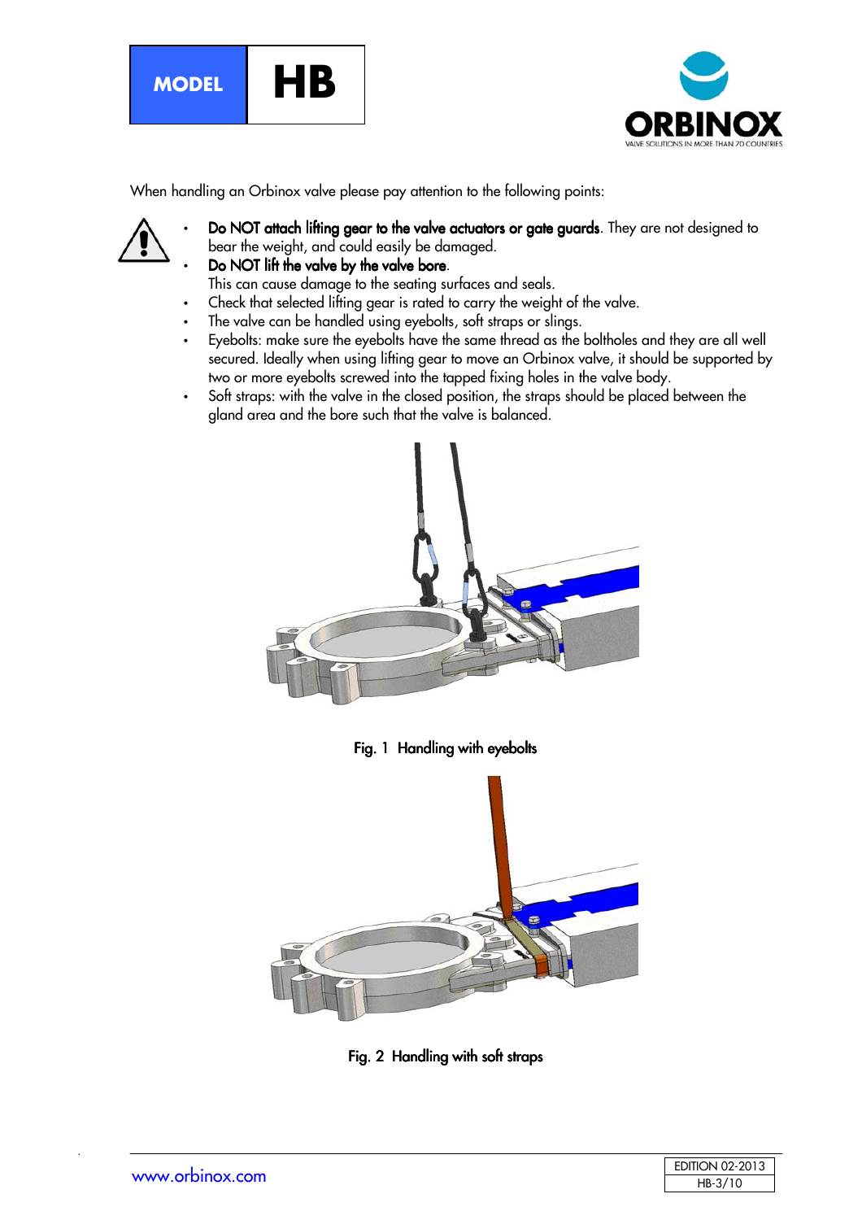When handling an Orbinox valve please pay attention to the following points:

- **Do NOT attach lifting gear to the valve actuators or gate guards**. They are not designed to bear the weight, and could easily be damaged.
- **Do NOT lift the valve by the valve bore**.
  This can cause damage to the seating surfaces and seals.
- Check that selected lifting gear is rated to carry the weight of the valve.
- The valve can be handled using eyebolts, soft straps or slings.
- Eyebolts: make sure the eyebolts have the same thread as the boltholes and they are all well secured. Ideally when using lifting gear to move an Orbinox valve, it should be supported by two or more eyebolts screwed into the tapped fixing holes in the valve body.
- Soft straps: with the valve in the closed position, the straps should be placed between the gland area and the bore such that the valve is balanced.

**Fig. 1 Handling with eyebolts**

**Fig. 2 Handling with soft straps**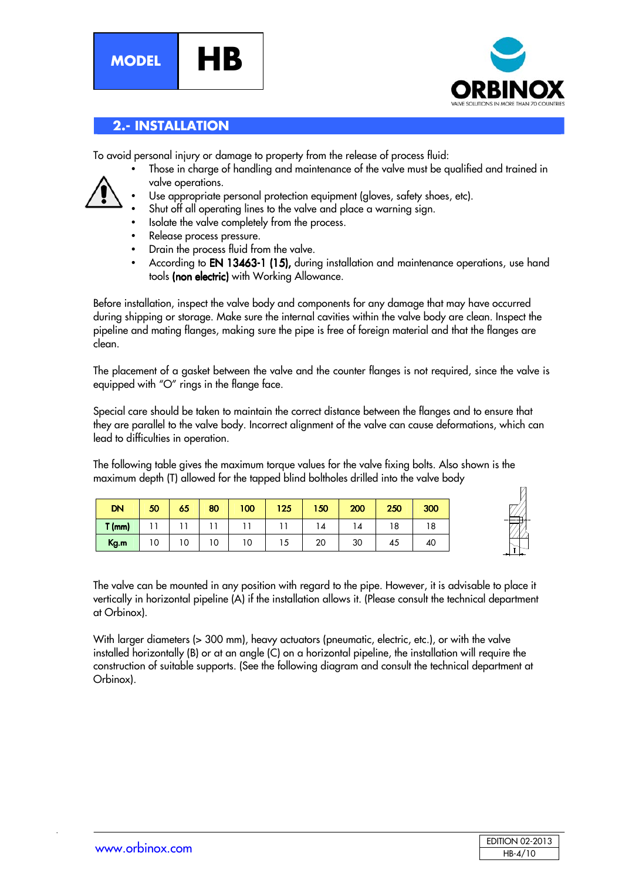## 2.- INSTALLATION

To avoid personal injury or damage to property from the release of process fluid:

- Those in charge of handling and maintenance of the valve must be qualified and trained in valve operations.
- Use appropriate personal protection equipment (gloves, safety shoes, etc).
- Shut off all operating lines to the valve and place a warning sign.
- Isolate the valve completely from the process.
- Release process pressure.
- Drain the process fluid from the valve.
- According to **EN 13463-1 (15),** during installation and maintenance operations, use hand tools **(non electric)** with Working Allowance.

Before installation, inspect the valve body and components for any damage that may have occurred during shipping or storage. Make sure the internal cavities within the valve body are clean. Inspect the pipeline and mating flanges, making sure the pipe is free of foreign material and that the flanges are clean.

The placement of a gasket between the valve and the counter flanges is not required, since the valve is equipped with "O" rings in the flange face.

Special care should be taken to maintain the correct distance between the flanges and to ensure that they are parallel to the valve body. Incorrect alignment of the valve can cause deformations, which can lead to difficulties in operation.

The following table gives the maximum torque values for the valve fixing bolts. Also shown is the maximum depth (T) allowed for the tapped blind boltholes drilled into the valve body

| DN | 50 | 65 | 80 | 100 | 125 | 150 | 200 | 250 | 300 |
|---|---|---|---|---|---|---|---|---|---|
| T (mm) | 11 | 11 | 11 | 11 | 11 | 14 | 14 | 18 | 18 |
| Kg.m | 10 | 10 | 10 | 10 | 15 | 20 | 30 | 45 | 40 |

The valve can be mounted in any position with regard to the pipe. However, it is advisable to place it vertically in horizontal pipeline (A) if the installation allows it. (Please consult the technical department at Orbinox).

With larger diameters (> 300 mm), heavy actuators (pneumatic, electric, etc.), or with the valve installed horizontally (B) or at an angle (C) on a horizontal pipeline, the installation will require the construction of suitable supports. (See the following diagram and consult the technical department at Orbinox).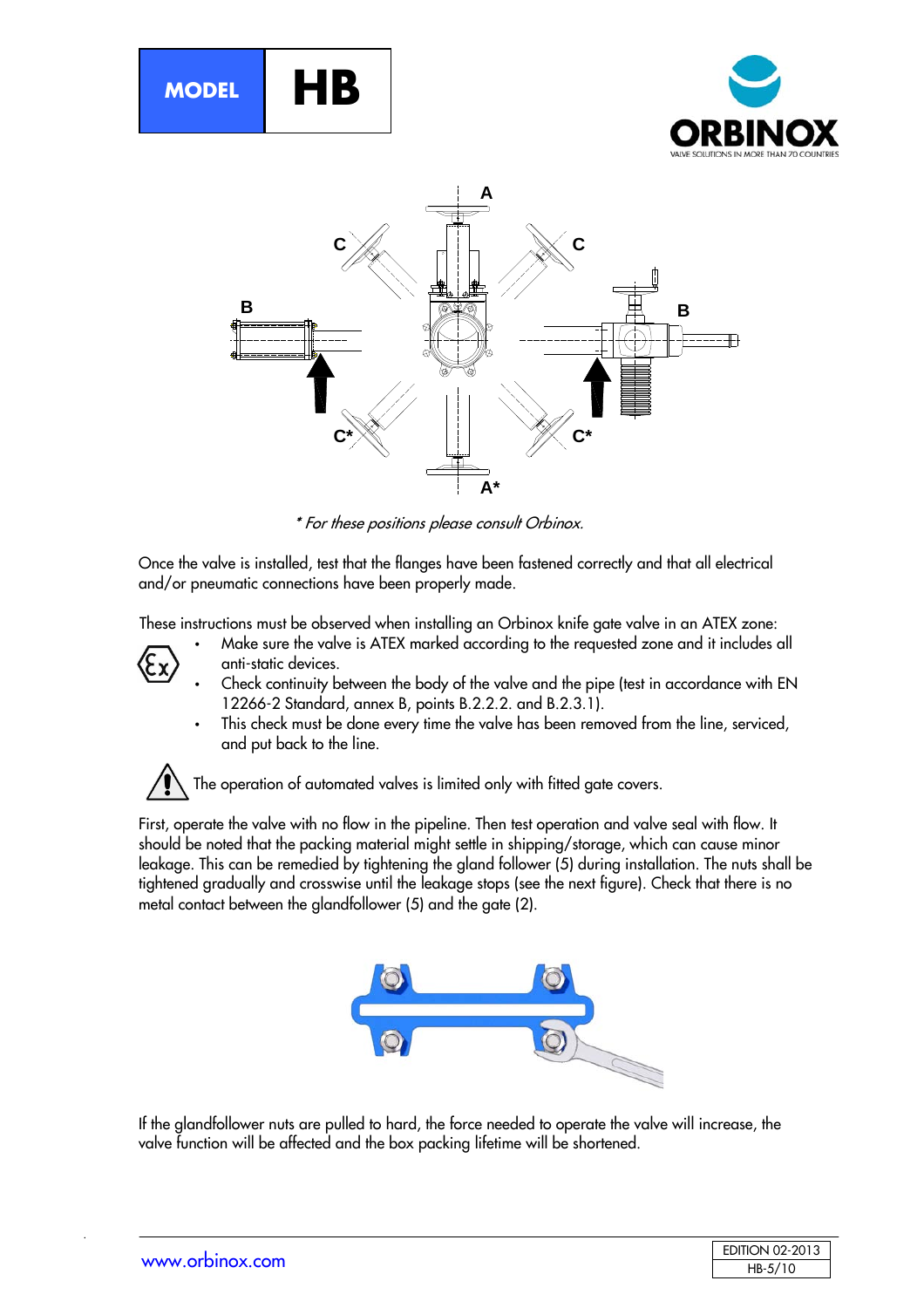* For these positions please consult Orbinox.

Once the valve is installed, test that the flanges have been fastened correctly and that all electrical and/or pneumatic connections have been properly made.

These instructions must be observed when installing an Orbinox knife gate valve in an ATEX zone:

- Make sure the valve is ATEX marked according to the requested zone and it includes all anti-static devices.
- Check continuity between the body of the valve and the pipe (test in accordance with EN 12266-2 Standard, annex B, points B.2.2.2. and B.2.3.1).
- This check must be done every time the valve has been removed from the line, serviced, and put back to the line.

The operation of automated valves is limited only with fitted gate covers.

First, operate the valve with no flow in the pipeline. Then test operation and valve seal with flow. It should be noted that the packing material might settle in shipping/storage, which can cause minor leakage. This can be remedied by tightening the gland follower (5) during installation. The nuts shall be tightened gradually and crosswise until the leakage stops (see the next figure). Check that there is no metal contact between the glandfollower (5) and the gate (2).

If the glandfollower nuts are pulled to hard, the force needed to operate the valve will increase, the valve function will be affected and the box packing lifetime will be shortened.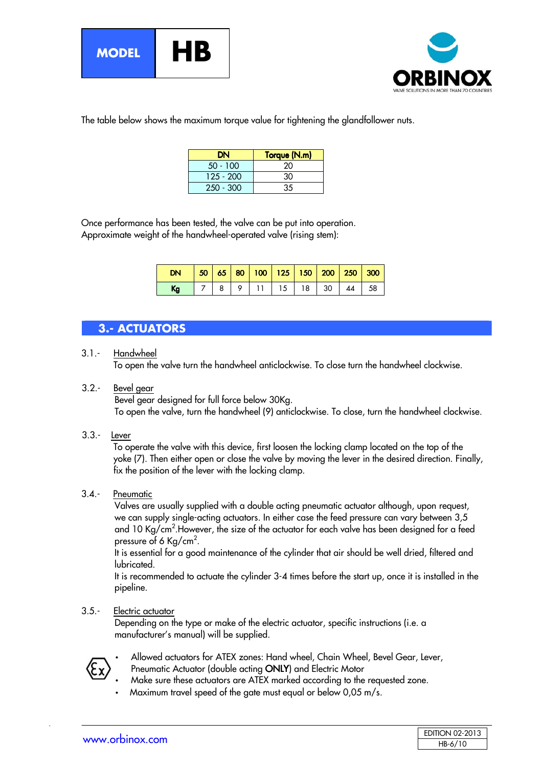The table below shows the maximum torque value for tightening the glandfollower nuts.

| DN | Torque (N.m) |
|---|---|
| 50 - 100 | 20 |
| 125 - 200 | 30 |
| 250 - 300 | 35 |

Once performance has been tested, the valve can be put into operation.
Approximate weight of the handwheel-operated valve (rising stem):

| DN | 50 | 65 | 80 | 100 | 125 | 150 | 200 | 250 | 300 |
|---|---|---|---|---|---|---|---|---|---|
| Kg | 7 | 8 | 9 | 11 | 15 | 18 | 30 | 44 | 58 |

## 3.- ACTUATORS

3.1.- Handwheel

To open the valve turn the handwheel anticlockwise. To close turn the handwheel clockwise.

3.2.- Bevel gear

Bevel gear designed for full force below 30Kg.
To open the valve, turn the handwheel (9) anticlockwise. To close, turn the handwheel clockwise.

3.3.- Lever

To operate the valve with this device, first loosen the locking clamp located on the top of the yoke (7). Then either open or close the valve by moving the lever in the desired direction. Finally, fix the position of the lever with the locking clamp.

3.4.- Pneumatic

Valves are usually supplied with a double acting pneumatic actuator although, upon request, we can supply single-acting actuators. In either case the feed pressure can vary between 3,5 and 10 Kg/cm$^2$.However, the size of the actuator for each valve has been designed for a feed pressure of 6 Kg/cm$^2$.
It is essential for a good maintenance of the cylinder that air should be well dried, filtered and lubricated.
It is recommended to actuate the cylinder 3-4 times before the start up, once it is installed in the pipeline.

3.5.- Electric actuator

Depending on the type or make of the electric actuator, specific instructions (i.e. a manufacturer's manual) will be supplied.

- Allowed actuators for ATEX zones: Hand wheel, Chain Wheel, Bevel Gear, Lever, Pneumatic Actuator (double acting **ONLY**) and Electric Motor
- Make sure these actuators are ATEX marked according to the requested zone.
- Maximum travel speed of the gate must equal or below 0,05 m/s.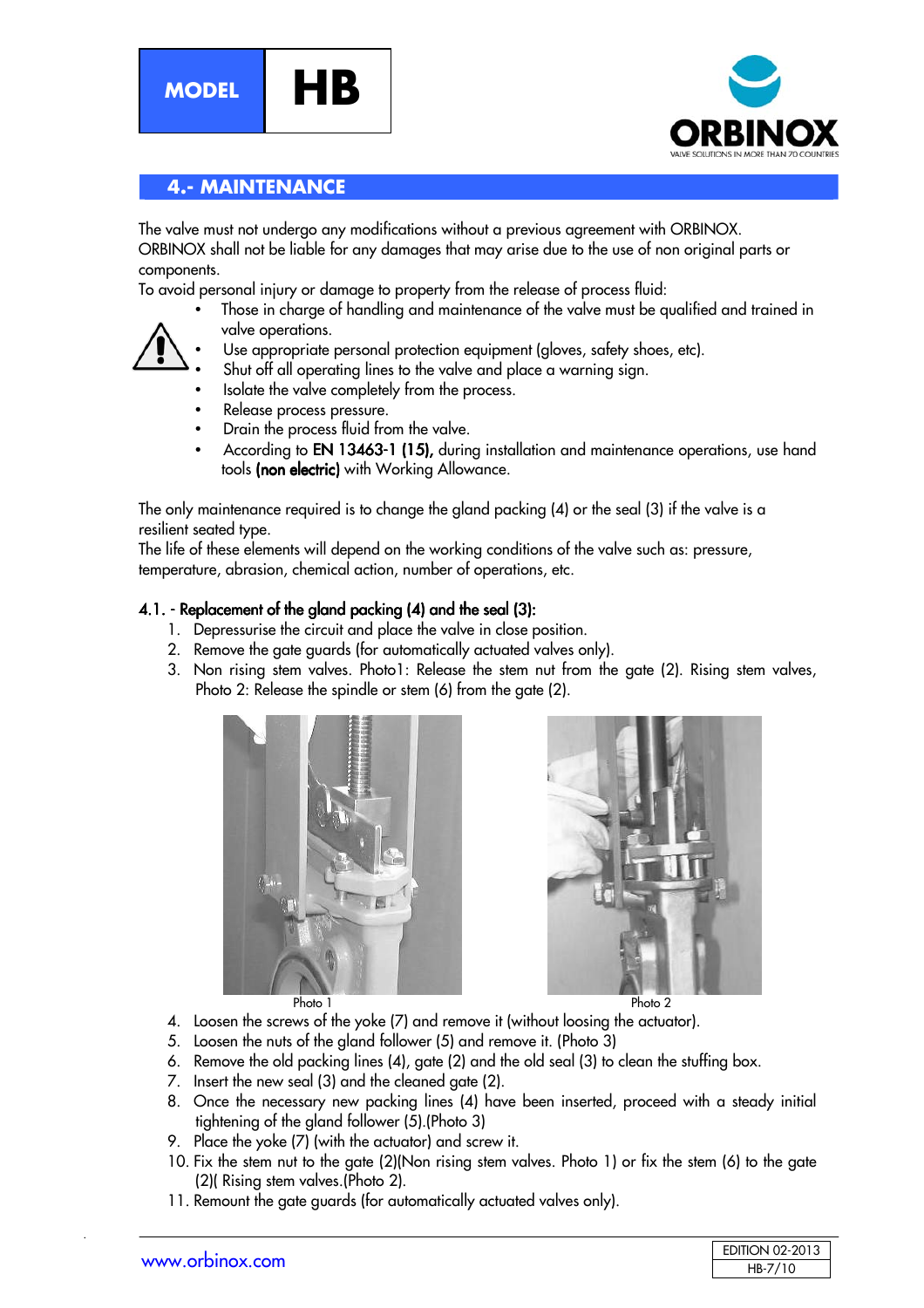## 4.- MAINTENANCE

The valve must not undergo any modifications without a previous agreement with ORBINOX.
ORBINOX shall not be liable for any damages that may arise due to the use of non original parts or components.
To avoid personal injury or damage to property from the release of process fluid:

- Those in charge of handling and maintenance of the valve must be qualified and trained in valve operations.
- Use appropriate personal protection equipment (gloves, safety shoes, etc).
- Shut off all operating lines to the valve and place a warning sign.
- Isolate the valve completely from the process.
- Release process pressure.
- Drain the process fluid from the valve.
- According to **EN 13463-1 (15),** during installation and maintenance operations, use hand tools **(non electric)** with Working Allowance.

The only maintenance required is to change the gland packing (4) or the seal (3) if the valve is a resilient seated type.
The life of these elements will depend on the working conditions of the valve such as: pressure, temperature, abrasion, chemical action, number of operations, etc.

### 4.1. - Replacement of the gland packing (4) and the seal (3):

1. Depressurise the circuit and place the valve in close position.
2. Remove the gate guards (for automatically actuated valves only).
3. Non rising stem valves. Photo1: Release the stem nut from the gate (2). Rising stem valves, Photo 2: Release the spindle or stem (6) from the gate (2).

Photo 1

Photo 2

4. Loosen the screws of the yoke (7) and remove it (without loosing the actuator).
5. Loosen the nuts of the gland follower (5) and remove it. (Photo 3)
6. Remove the old packing lines (4), gate (2) and the old seal (3) to clean the stuffing box.
7. Insert the new seal (3) and the cleaned gate (2).
8. Once the necessary new packing lines (4) have been inserted, proceed with a steady initial tightening of the gland follower (5).(Photo 3)
9. Place the yoke (7) (with the actuator) and screw it.
10. Fix the stem nut to the gate (2)(Non rising stem valves. Photo 1) or fix the stem (6) to the gate (2)( Rising stem valves.(Photo 2).
11. Remount the gate guards (for automatically actuated valves only).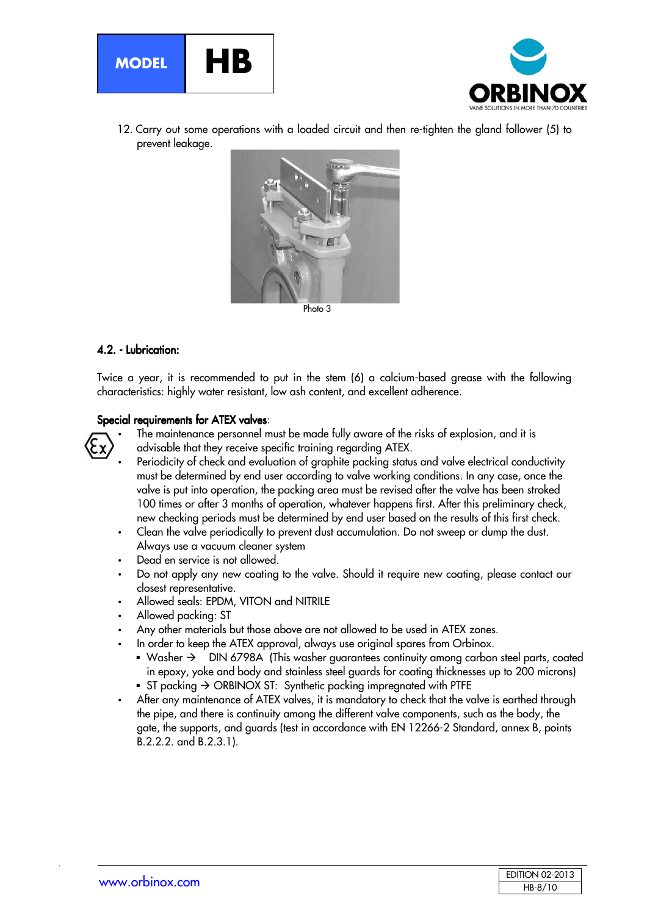12. Carry out some operations with a loaded circuit and then re-tighten the gland follower (5) to prevent leakage.

Photo 3

### 4.2. - Lubrication:

Twice a year, it is recommended to put in the stem (6) a calcium-based grease with the following characteristics: highly water resistant, low ash content, and excellent adherence.

**Special requirements for ATEX valves**:

- The maintenance personnel must be made fully aware of the risks of explosion, and it is advisable that they receive specific training regarding ATEX.
- Periodicity of check and evaluation of graphite packing status and valve electrical conductivity must be determined by end user according to valve working conditions. In any case, once the valve is put into operation, the packing area must be revised after the valve has been stroked 100 times or after 3 months of operation, whatever happens first. After this preliminary check, new checking periods must be determined by end user based on the results of this first check.
- Clean the valve periodically to prevent dust accumulation. Do not sweep or dump the dust. Always use a vacuum cleaner system
- Dead en service is not allowed.
- Do not apply any new coating to the valve. Should it require new coating, please contact our closest representative.
- Allowed seals: EPDM, VITON and NITRILE
- Allowed packing: ST
- Any other materials but those above are not allowed to be used in ATEX zones.
- In order to keep the ATEX approval, always use original spares from Orbinox.
  - Washer → DIN 6798A (This washer guarantees continuity among carbon steel parts, coated in epoxy, yoke and body and stainless steel guards for coating thicknesses up to 200 microns)
  - ST packing → ORBINOX ST: Synthetic packing impregnated with PTFE
- After any maintenance of ATEX valves, it is mandatory to check that the valve is earthed through the pipe, and there is continuity among the different valve components, such as the body, the gate, the supports, and guards (test in accordance with EN 12266-2 Standard, annex B, points B.2.2.2. and B.2.3.1).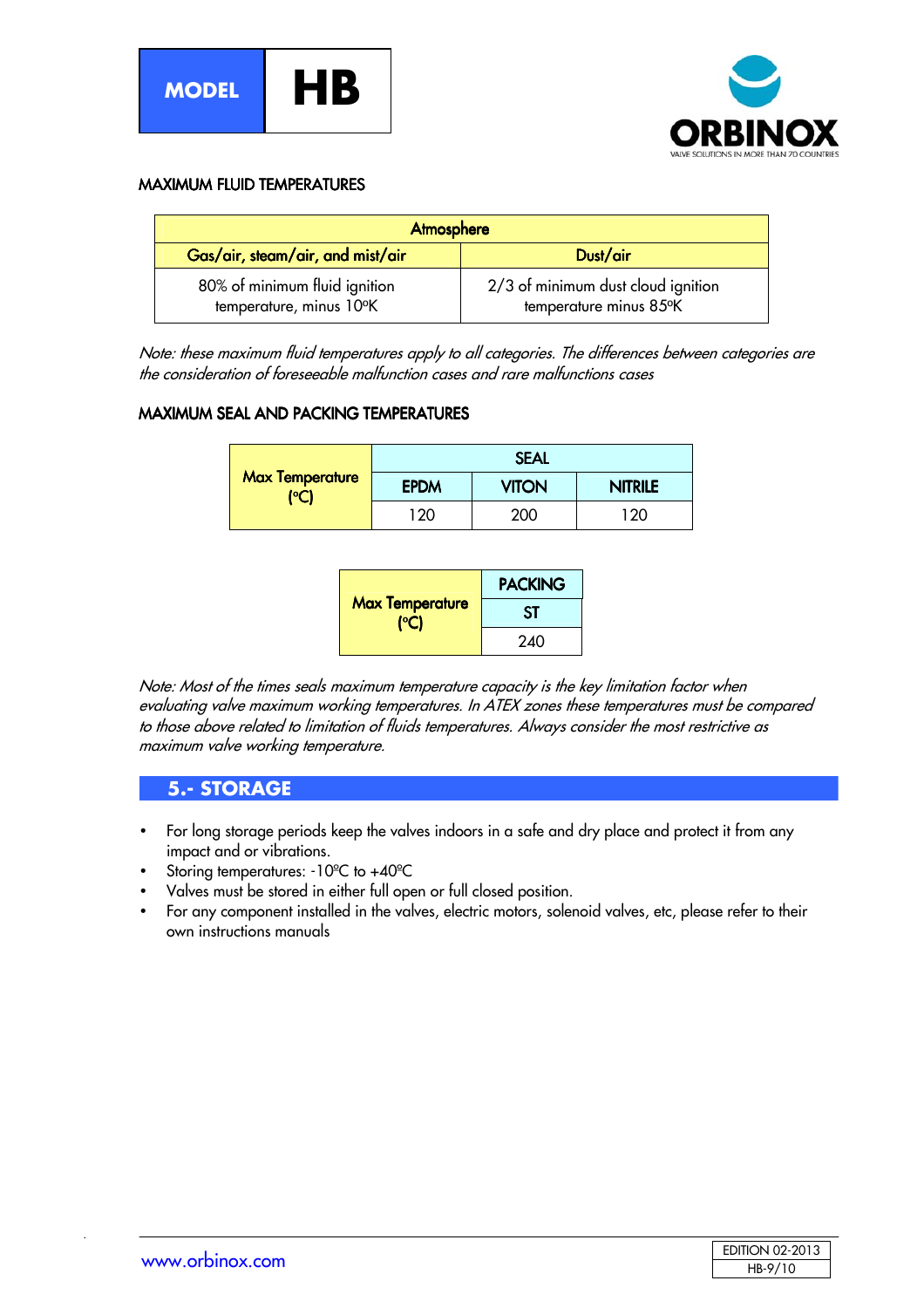## MAXIMUM FLUID TEMPERATURES

| Atmosphere | |
|---|---|
| **Gas/air, steam/air, and mist/air** | **Dust/air** |
| 80% of minimum fluid ignition temperature, minus 10ºK | 2/3 of minimum dust cloud ignition temperature minus 85ºK |

*Note: these maximum fluid temperatures apply to all categories. The differences between categories are the consideration of foreseeable malfunction cases and rare malfunctions cases*

## MAXIMUM SEAL AND PACKING TEMPERATURES

| Max Temperature (ºC) | SEAL | | |
|---|---|---|---|
| | **EPDM** | **VITON** | **NITRILE** |
| | 120 | 200 | 120 |

| Max Temperature (ºC) | PACKING |
|---|---|
| | **ST** |
| | 240 |

*Note: Most of the times seals maximum temperature capacity is the key limitation factor when evaluating valve maximum working temperatures. In ATEX zones these temperatures must be compared to those above related to limitation of fluids temperatures. Always consider the most restrictive as maximum valve working temperature.*

## 5.- STORAGE

- For long storage periods keep the valves indoors in a safe and dry place and protect it from any impact and or vibrations.
- Storing temperatures: -10ºC to +40ºC
- Valves must be stored in either full open or full closed position.
- For any component installed in the valves, electric motors, solenoid valves, etc, please refer to their own instructions manuals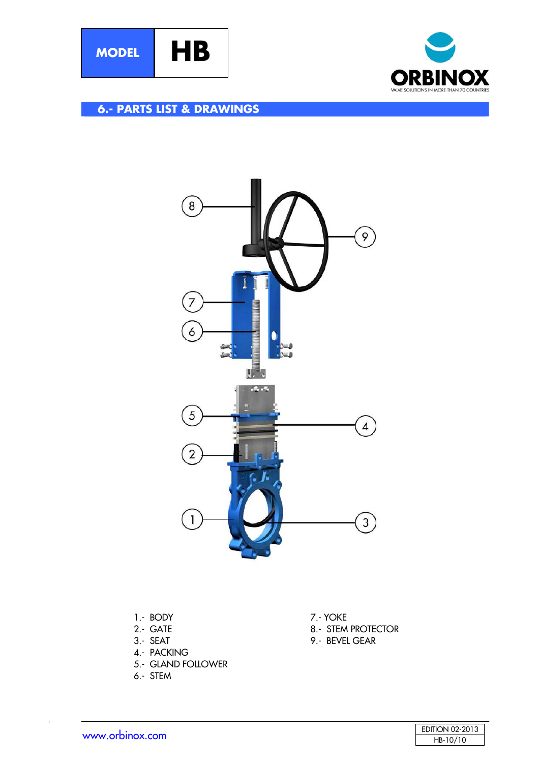## 6.- PARTS LIST & DRAWINGS

1.- BODY
2.- GATE
3.- SEAT
4.- PACKING
5.- GLAND FOLLOWER
6.- STEM
7.- YOKE
8.- STEM PROTECTOR
9.- BEVEL GEAR